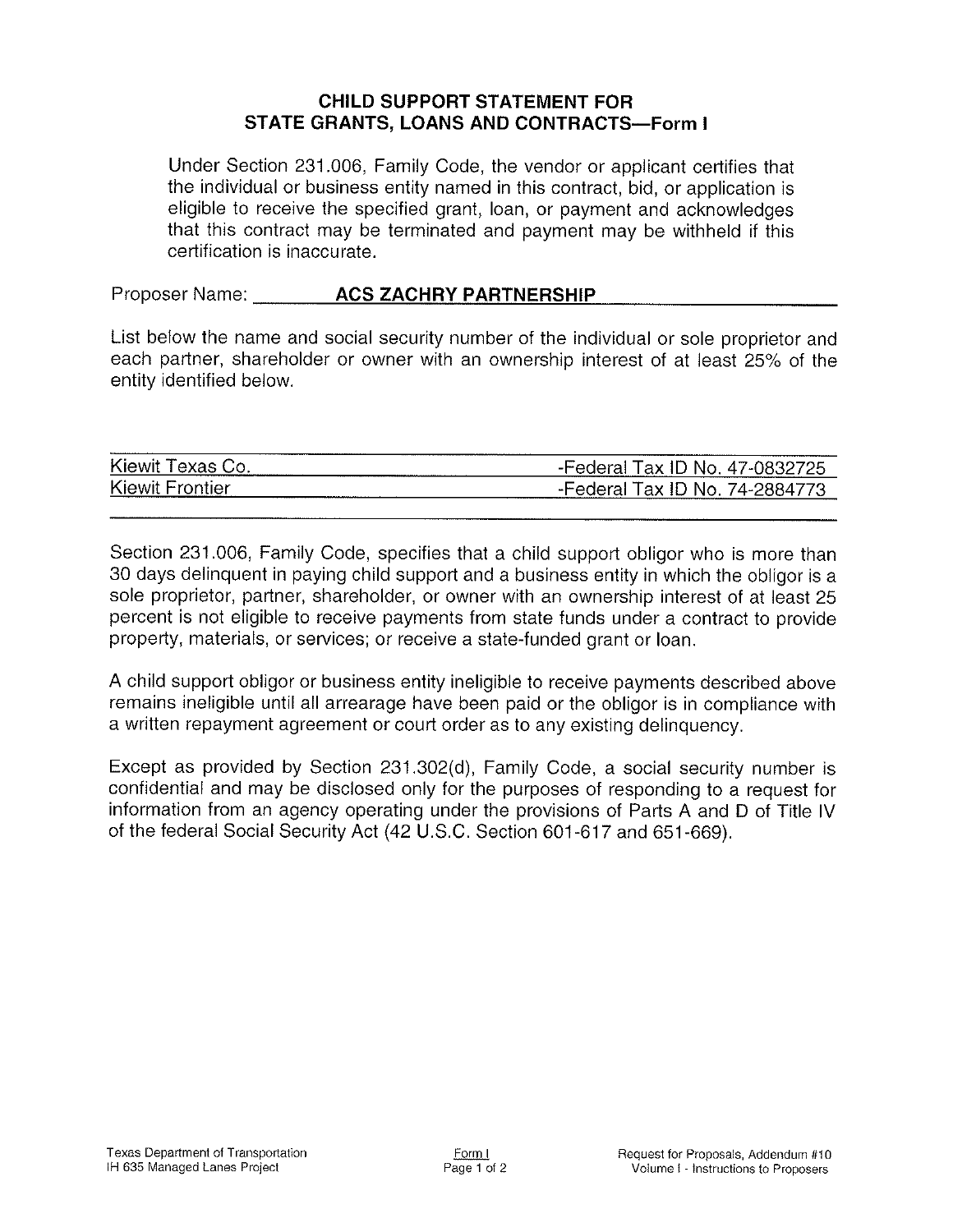## CHILD SUPPORT STATEMENT FOR STATE GRANTS, LOANS AND CONTRACTS—Form I

Under Section 231.006, Family Code, the vendor or applicant certifies that the individual or business entity named in this contract, bid, or application is eligible to receive the specified grant, loan, or payment and acknowledges that this contract may be terminated and payment may be withheld if this certification is inaccurate.

Proposer Name: **ACS ZACHRY PARTNERSHIP**

List below the name and social security number of the individual or sole proprietor and each partner, shareholder or owner with an ownership interest of at least 25% of the entity identified below.

| | |
|---|---|
| Kiewit Texas Co. | -Federal Tax ID No. 47-0832725 |
| Kiewit Frontier | -Federal Tax ID No. 74-2884773 |

Section 231.006, Family Code, specifies that a child support obligor who is more than 30 days delinquent in paying child support and a business entity in which the obligor is a sole proprietor, partner, shareholder, or owner with an ownership interest of at least 25 percent is not eligible to receive payments from state funds under a contract to provide property, materials, or services; or receive a state-funded grant or loan.

A child support obligor or business entity ineligible to receive payments described above remains ineligible until all arrearage have been paid or the obligor is in compliance with a written repayment agreement or court order as to any existing delinquency.

Except as provided by Section 231.302(d), Family Code, a social security number is confidential and may be disclosed only for the purposes of responding to a request for information from an agency operating under the provisions of Parts A and D of Title IV of the federal Social Security Act (42 U.S.C. Section 601-617 and 651-669).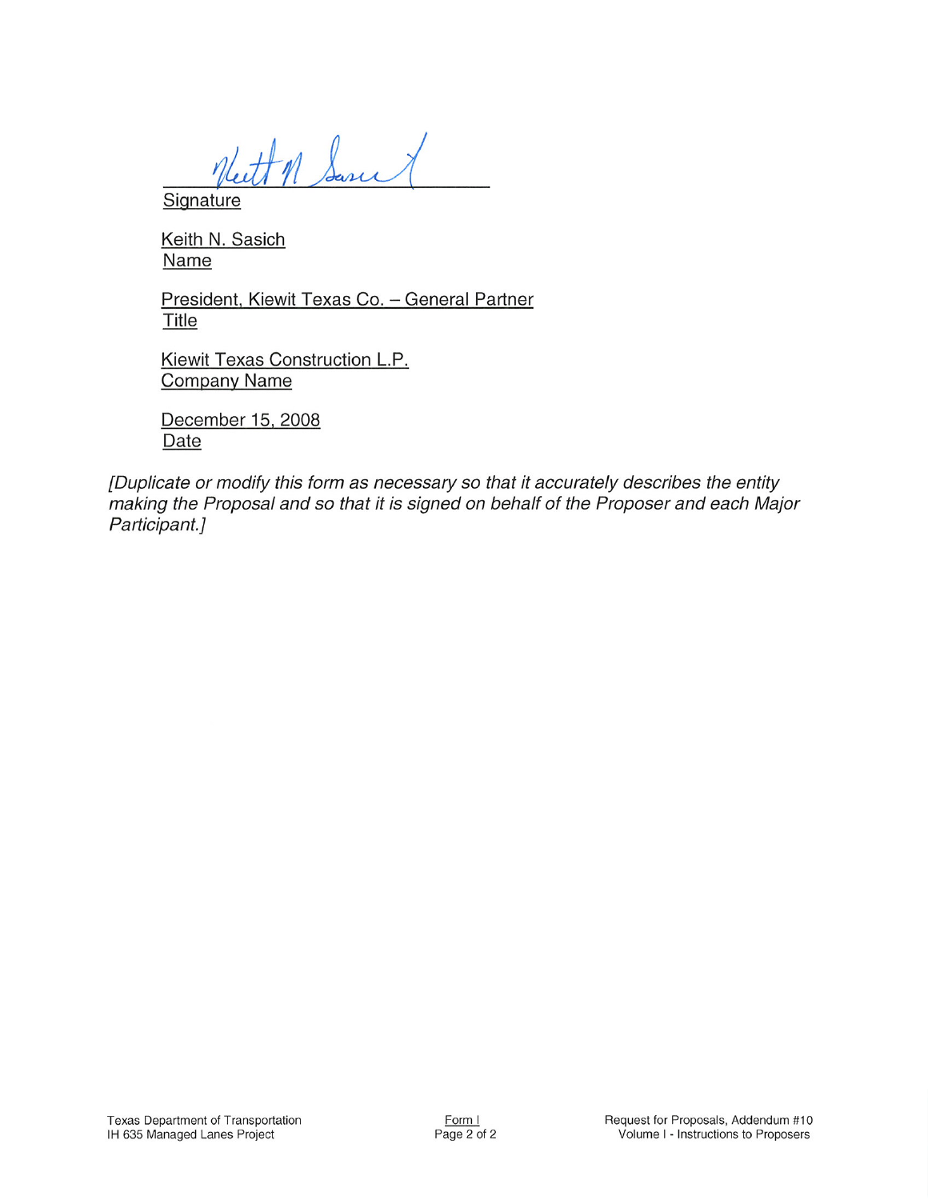Signature

Keith N. Sasich
Name

President, Kiewit Texas Co. – General Partner
Title

Kiewit Texas Construction L.P.
Company Name

December 15, 2008
Date

*[Duplicate or modify this form as necessary so that it accurately describes the entity making the Proposal and so that it is signed on behalf of the Proposer and each Major Participant.]*